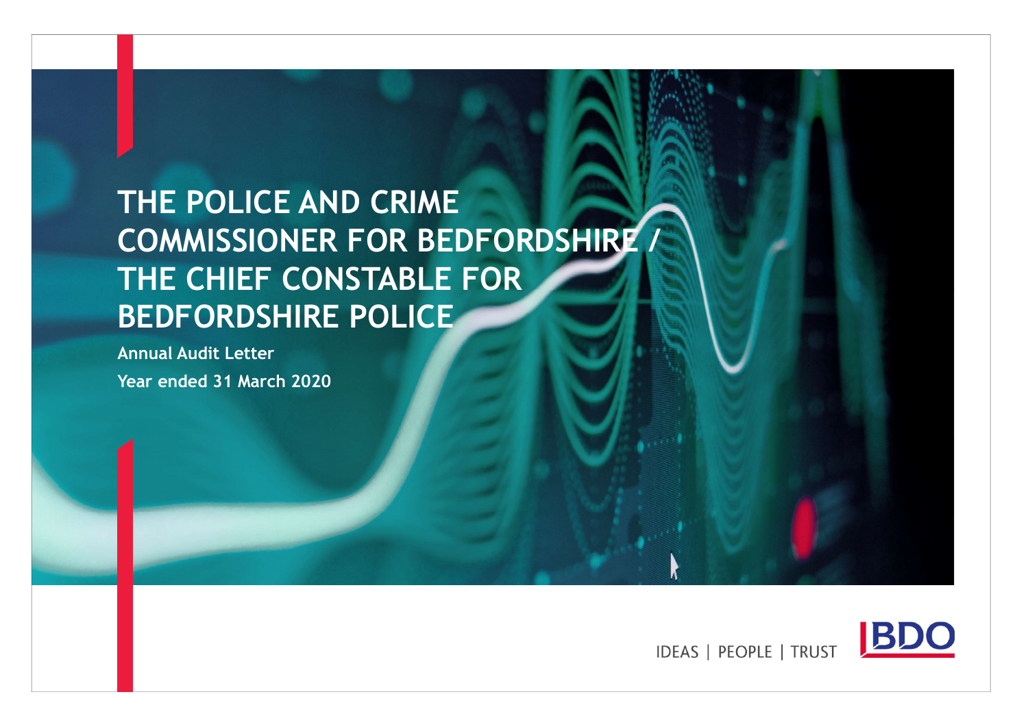# THE POLICE AND CRIME COMMISSIONER FOR BEDFORDSHIRE / THE CHIEF CONSTABLE FOR BEDFORDSHIRE POLICE

**Annual Audit Letter**

**Year ended 31 March 2020**

IDEAS | PEOPLE | TRUST

BDO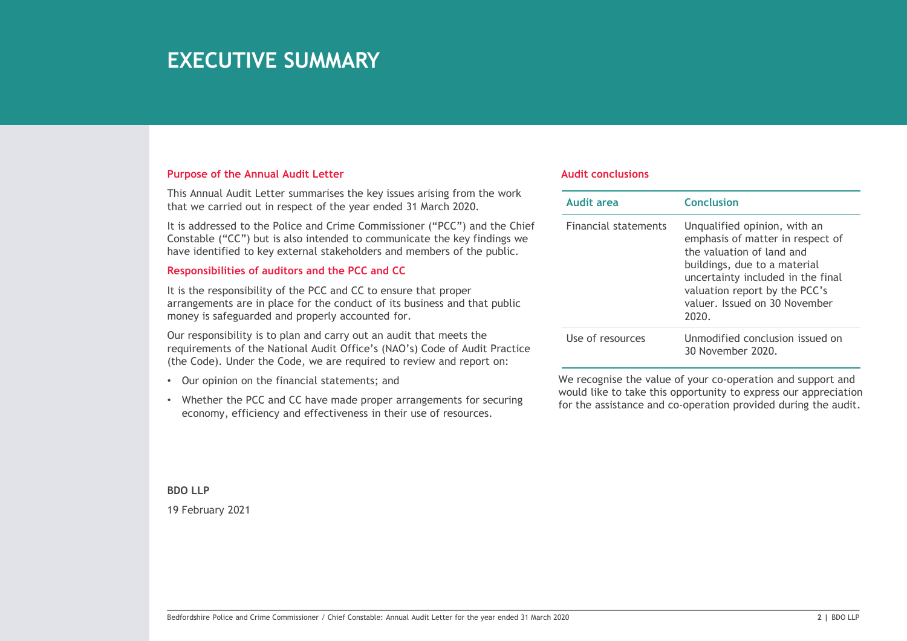# EXECUTIVE SUMMARY

## Purpose of the Annual Audit Letter

This Annual Audit Letter summarises the key issues arising from the work that we carried out in respect of the year ended 31 March 2020.

It is addressed to the Police and Crime Commissioner ("PCC") and the Chief Constable ("CC") but is also intended to communicate the key findings we have identified to key external stakeholders and members of the public.

## Responsibilities of auditors and the PCC and CC

It is the responsibility of the PCC and CC to ensure that proper arrangements are in place for the conduct of its business and that public money is safeguarded and properly accounted for.

Our responsibility is to plan and carry out an audit that meets the requirements of the National Audit Office's (NAO's) Code of Audit Practice (the Code). Under the Code, we are required to review and report on:

- Our opinion on the financial statements; and
- Whether the PCC and CC have made proper arrangements for securing economy, efficiency and effectiveness in their use of resources.

## Audit conclusions

| Audit area | Conclusion |
|---|---|
| Financial statements | Unqualified opinion, with an emphasis of matter in respect of the valuation of land and buildings, due to a material uncertainty included in the final valuation report by the PCC's valuer. Issued on 30 November 2020. |
| Use of resources | Unmodified conclusion issued on 30 November 2020. |

We recognise the value of your co-operation and support and would like to take this opportunity to express our appreciation for the assistance and co-operation provided during the audit.

**BDO LLP**

19 February 2021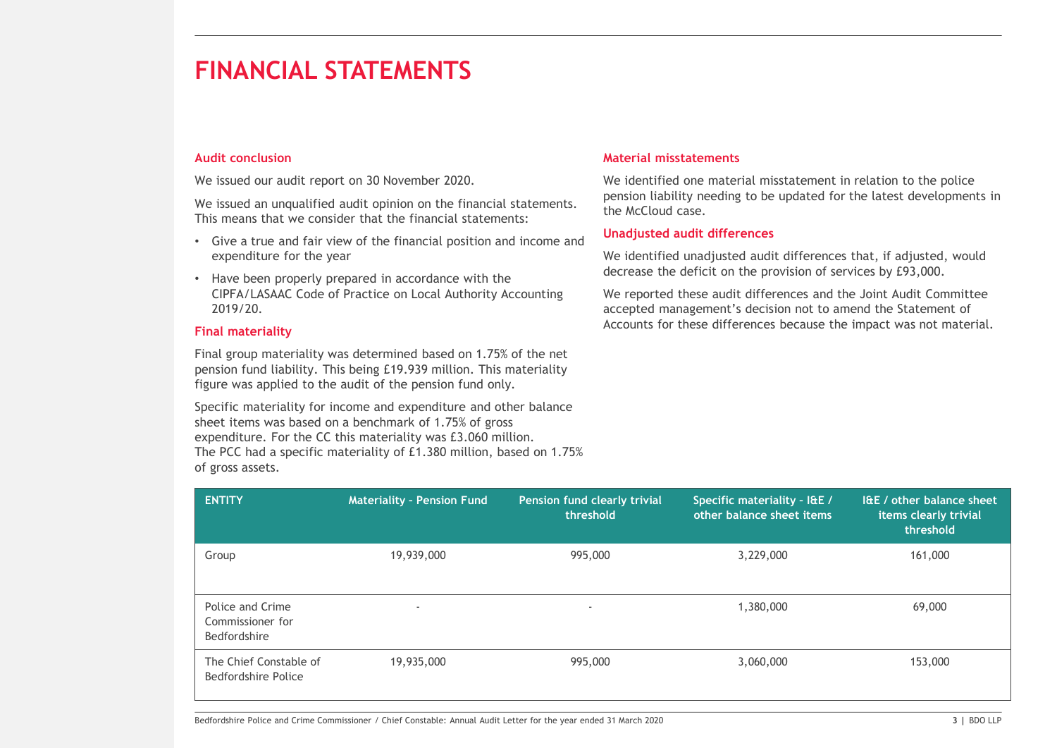# FINANCIAL STATEMENTS

## Audit conclusion

We issued our audit report on 30 November 2020.

We issued an unqualified audit opinion on the financial statements. This means that we consider that the financial statements:

- Give a true and fair view of the financial position and income and expenditure for the year
- Have been properly prepared in accordance with the CIPFA/LASAAC Code of Practice on Local Authority Accounting 2019/20.

## Final materiality

Final group materiality was determined based on 1.75% of the net pension fund liability. This being £19.939 million. This materiality figure was applied to the audit of the pension fund only.

Specific materiality for income and expenditure and other balance sheet items was based on a benchmark of 1.75% of gross expenditure. For the CC this materiality was £3.060 million. The PCC had a specific materiality of £1.380 million, based on 1.75% of gross assets.

## Material misstatements

We identified one material misstatement in relation to the police pension liability needing to be updated for the latest developments in the McCloud case.

## Unadjusted audit differences

We identified unadjusted audit differences that, if adjusted, would decrease the deficit on the provision of services by £93,000.

We reported these audit differences and the Joint Audit Committee accepted management's decision not to amend the Statement of Accounts for these differences because the impact was not material.

| ENTITY | Materiality - Pension Fund | Pension fund clearly trivial threshold | Specific materiality - I&E / other balance sheet items | I&E / other balance sheet items clearly trivial threshold |
|---|---|---|---|---|
| Group | 19,939,000 | 995,000 | 3,229,000 | 161,000 |
| Police and Crime Commissioner for Bedfordshire | - | - | 1,380,000 | 69,000 |
| The Chief Constable of Bedfordshire Police | 19,935,000 | 995,000 | 3,060,000 | 153,000 |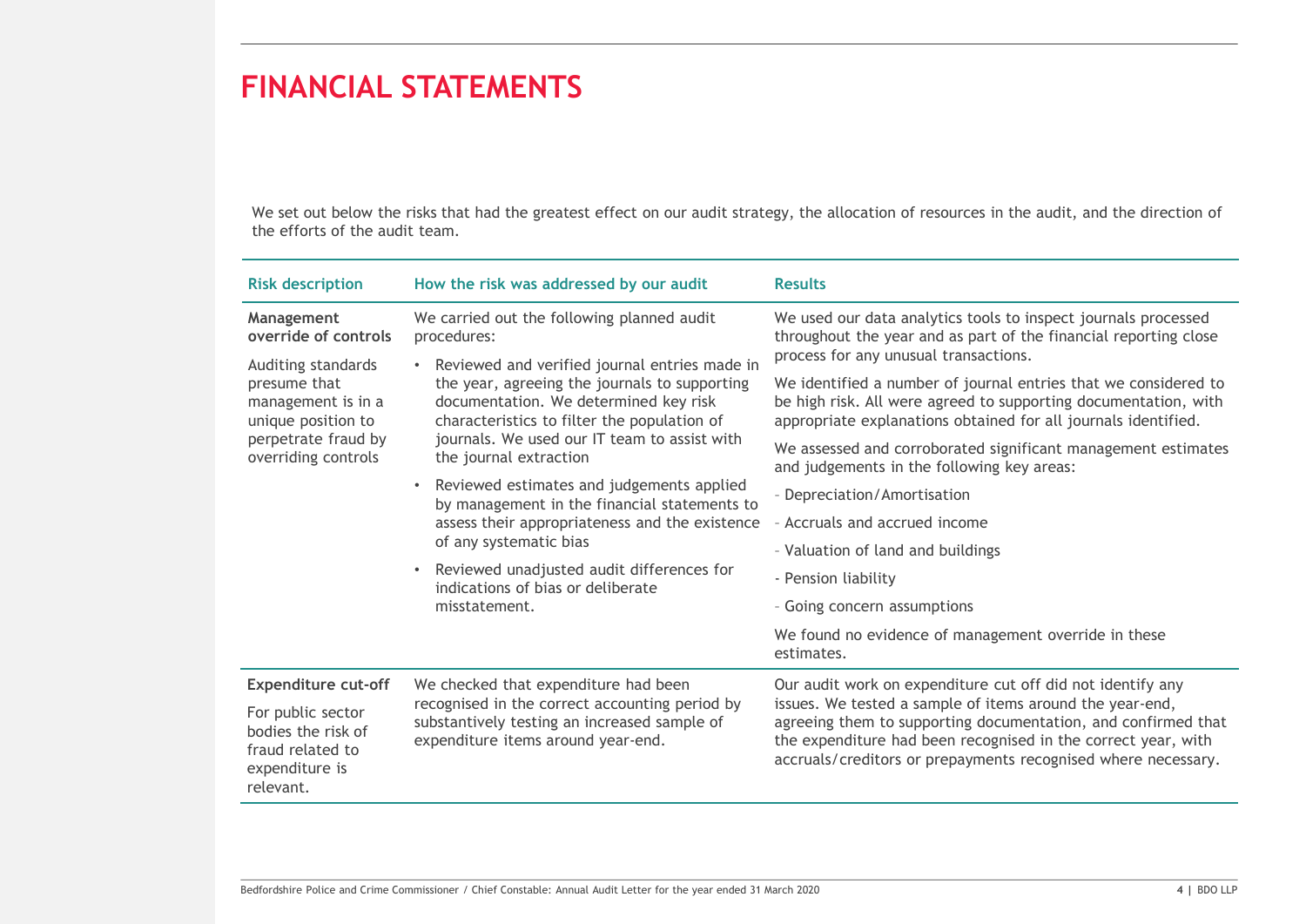# FINANCIAL STATEMENTS

We set out below the risks that had the greatest effect on our audit strategy, the allocation of resources in the audit, and the direction of the efforts of the audit team.

| Risk description | How the risk was addressed by our audit | Results |
|---|---|---|
| **Management override of controls**<br><br>Auditing standards presume that management is in a unique position to perpetrate fraud by overriding controls | We carried out the following planned audit procedures:<br><br>• Reviewed and verified journal entries made in the year, agreeing the journals to supporting documentation. We determined key risk characteristics to filter the population of journals. We used our IT team to assist with the journal extraction<br><br>• Reviewed estimates and judgements applied by management in the financial statements to assess their appropriateness and the existence of any systematic bias<br><br>• Reviewed unadjusted audit differences for indications of bias or deliberate misstatement. | We used our data analytics tools to inspect journals processed throughout the year and as part of the financial reporting close process for any unusual transactions.<br><br>We identified a number of journal entries that we considered to be high risk. All were agreed to supporting documentation, with appropriate explanations obtained for all journals identified.<br><br>We assessed and corroborated significant management estimates and judgements in the following key areas:<br><br>- Depreciation/Amortisation<br><br>- Accruals and accrued income<br><br>- Valuation of land and buildings<br><br>- Pension liability<br><br>- Going concern assumptions<br><br>We found no evidence of management override in these estimates. |
| **Expenditure cut-off**<br><br>For public sector bodies the risk of fraud related to expenditure is relevant. | We checked that expenditure had been recognised in the correct accounting period by substantively testing an increased sample of expenditure items around year-end. | Our audit work on expenditure cut off did not identify any issues. We tested a sample of items around the year-end, agreeing them to supporting documentation, and confirmed that the expenditure had been recognised in the correct year, with accruals/creditors or prepayments recognised where necessary. |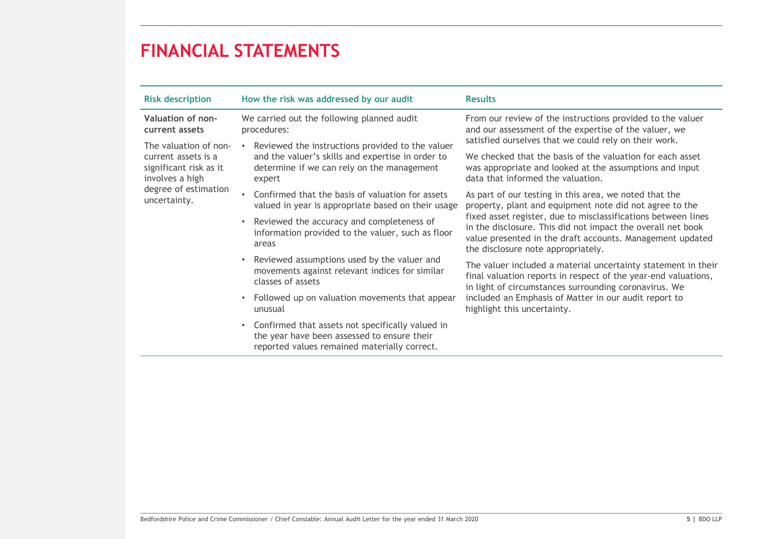# FINANCIAL STATEMENTS

| Risk description | How the risk was addressed by our audit | Results |
|---|---|---|
| **Valuation of non-current assets**<br><br>The valuation of non-current assets is a significant risk as it involves a high degree of estimation uncertainty. | We carried out the following planned audit procedures:<br><br>• Reviewed the instructions provided to the valuer and the valuer's skills and expertise in order to determine if we can rely on the management expert<br>• Confirmed that the basis of valuation for assets valued in year is appropriate based on their usage<br>• Reviewed the accuracy and completeness of information provided to the valuer, such as floor areas<br>• Reviewed assumptions used by the valuer and movements against relevant indices for similar classes of assets<br>• Followed up on valuation movements that appear unusual<br>• Confirmed that assets not specifically valued in the year have been assessed to ensure their reported values remained materially correct. | From our review of the instructions provided to the valuer and our assessment of the expertise of the valuer, we satisfied ourselves that we could rely on their work.<br><br>We checked that the basis of the valuation for each asset was appropriate and looked at the assumptions and input data that informed the valuation.<br><br>As part of our testing in this area, we noted that the property, plant and equipment note did not agree to the fixed asset register, due to misclassifications between lines in the disclosure. This did not impact the overall net book value presented in the draft accounts. Management updated the disclosure note appropriately.<br><br>The valuer included a material uncertainty statement in their final valuation reports in respect of the year-end valuations, in light of circumstances surrounding coronavirus. We included an Emphasis of Matter in our audit report to highlight this uncertainty. |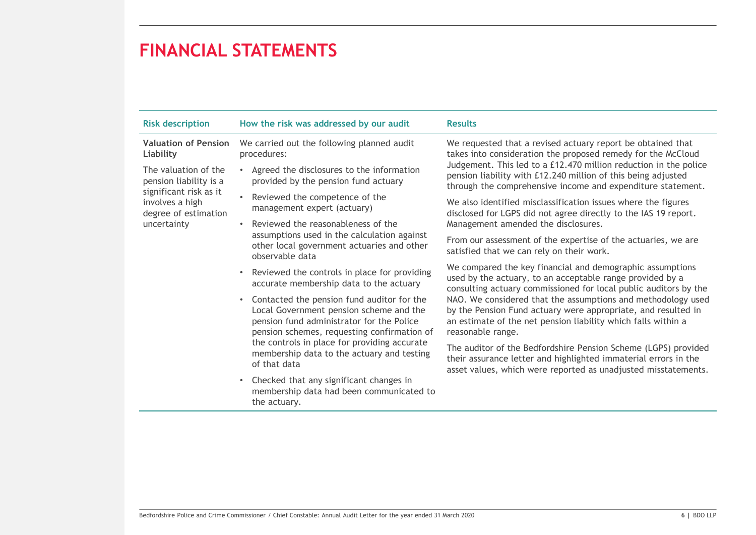# FINANCIAL STATEMENTS

| Risk description | How the risk was addressed by our audit | Results |
|---|---|---|
| **Valuation of Pension Liability**<br><br>The valuation of the pension liability is a significant risk as it involves a high degree of estimation uncertainty | We carried out the following planned audit procedures:<br><br>• Agreed the disclosures to the information provided by the pension fund actuary<br>• Reviewed the competence of the management expert (actuary)<br>• Reviewed the reasonableness of the assumptions used in the calculation against other local government actuaries and other observable data<br>• Reviewed the controls in place for providing accurate membership data to the actuary<br>• Contacted the pension fund auditor for the Local Government pension scheme and the pension fund administrator for the Police pension schemes, requesting confirmation of the controls in place for providing accurate membership data to the actuary and testing of that data<br>• Checked that any significant changes in membership data had been communicated to the actuary. | We requested that a revised actuary report be obtained that takes into consideration the proposed remedy for the McCloud Judgement. This led to a £12.470 million reduction in the police pension liability with £12.240 million of this being adjusted through the comprehensive income and expenditure statement.<br><br>We also identified misclassification issues where the figures disclosed for LGPS did not agree directly to the IAS 19 report. Management amended the disclosures.<br><br>From our assessment of the expertise of the actuaries, we are satisfied that we can rely on their work.<br><br>We compared the key financial and demographic assumptions used by the actuary, to an acceptable range provided by a consulting actuary commissioned for local public auditors by the NAO. We considered that the assumptions and methodology used by the Pension Fund actuary were appropriate, and resulted in an estimate of the net pension liability which falls within a reasonable range.<br><br>The auditor of the Bedfordshire Pension Scheme (LGPS) provided their assurance letter and highlighted immaterial errors in the asset values, which were reported as unadjusted misstatements. |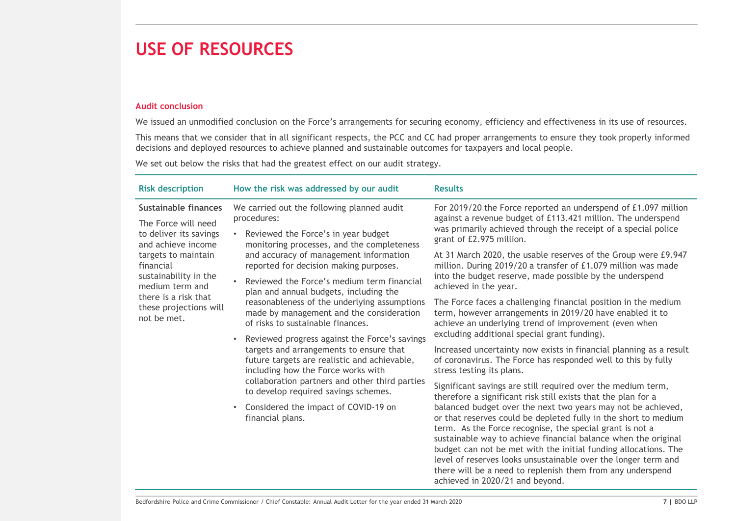# USE OF RESOURCES

**Audit conclusion**

We issued an unmodified conclusion on the Force's arrangements for securing economy, efficiency and effectiveness in its use of resources.

This means that we consider that in all significant respects, the PCC and CC had proper arrangements to ensure they took properly informed decisions and deployed resources to achieve planned and sustainable outcomes for taxpayers and local people.

We set out below the risks that had the greatest effect on our audit strategy.

| Risk description | How the risk was addressed by our audit | Results |
|---|---|---|
| **Sustainable finances**<br><br>The Force will need to deliver its savings and achieve income targets to maintain financial sustainability in the medium term and there is a risk that these projections will not be met. | We carried out the following planned audit procedures:<br><br>• Reviewed the Force's in year budget monitoring processes, and the completeness and accuracy of management information reported for decision making purposes.<br><br>• Reviewed the Force's medium term financial plan and annual budgets, including the reasonableness of the underlying assumptions made by management and the consideration of risks to sustainable finances.<br><br>• Reviewed progress against the Force's savings targets and arrangements to ensure that future targets are realistic and achievable, including how the Force works with collaboration partners and other third parties to develop required savings schemes.<br><br>• Considered the impact of COVID-19 on financial plans. | For 2019/20 the Force reported an underspend of £1.097 million against a revenue budget of £113.421 million. The underspend was primarily achieved through the receipt of a special police grant of £2.975 million.<br><br>At 31 March 2020, the usable reserves of the Group were £9.947 million. During 2019/20 a transfer of £1.079 million was made into the budget reserve, made possible by the underspend achieved in the year.<br><br>The Force faces a challenging financial position in the medium term, however arrangements in 2019/20 have enabled it to achieve an underlying trend of improvement (even when excluding additional special grant funding).<br><br>Increased uncertainty now exists in financial planning as a result of coronavirus. The Force has responded well to this by fully stress testing its plans.<br><br>Significant savings are still required over the medium term, therefore a significant risk still exists that the plan for a balanced budget over the next two years may not be achieved, or that reserves could be depleted fully in the short to medium term. As the Force recognise, the special grant is not a sustainable way to achieve financial balance when the original budget can not be met with the initial funding allocations. The level of reserves looks unsustainable over the longer term and there will be a need to replenish them from any underspend achieved in 2020/21 and beyond. |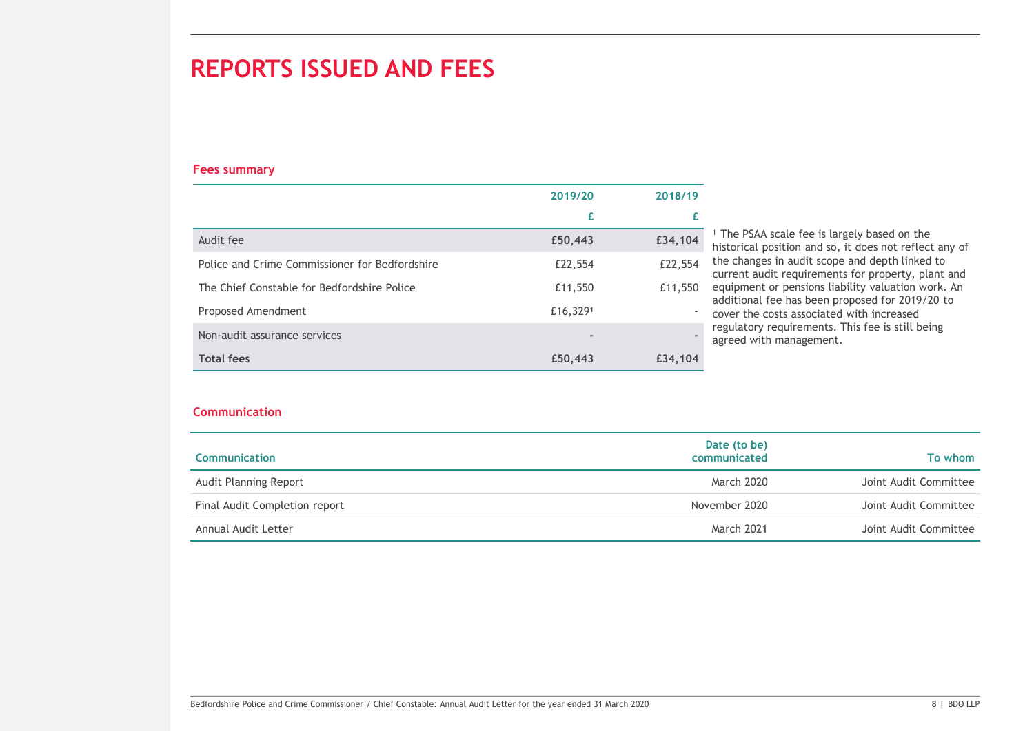# REPORTS ISSUED AND FEES

### Fees summary

| | 2019/20 | 2018/19 |
|---|---|---|
| | £ | £ |
| Audit fee | **£50,443** | **£34,104** |
| Police and Crime Commissioner for Bedfordshire | £22,554 | £22,554 |
| The Chief Constable for Bedfordshire Police | £11,550 | £11,550 |
| Proposed Amendment | £16,329[1] | - |
| Non-audit assurance services | - | - |
| **Total fees** | **£50,443** | **£34,104** |

[1] The PSAA scale fee is largely based on the historical position and so, it does not reflect any of the changes in audit scope and depth linked to current audit requirements for property, plant and equipment or pensions liability valuation work. An additional fee has been proposed for 2019/20 to cover the costs associated with increased regulatory requirements. This fee is still being agreed with management.

### Communication

| Communication | Date (to be) communicated | To whom |
|---|---|---|
| Audit Planning Report | March 2020 | Joint Audit Committee |
| Final Audit Completion report | November 2020 | Joint Audit Committee |
| Annual Audit Letter | March 2021 | Joint Audit Committee |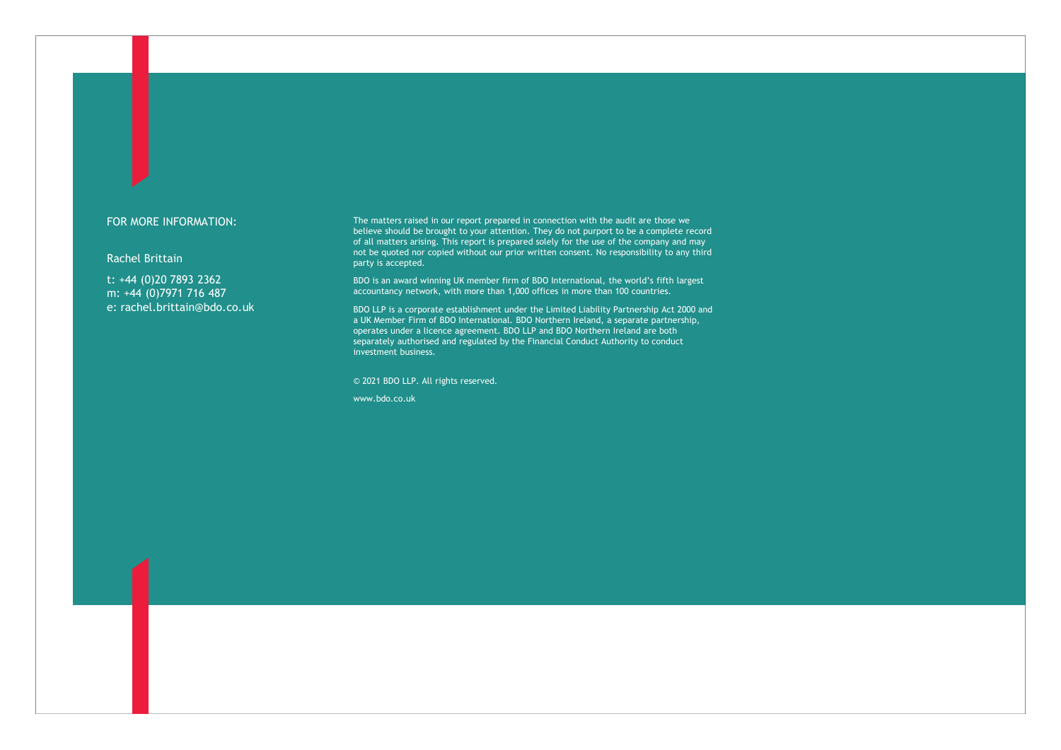FOR MORE INFORMATION:

Rachel Brittain

t: +44 (0)20 7893 2362
m: +44 (0)7971 716 487
e: rachel.brittain@bdo.co.uk

The matters raised in our report prepared in connection with the audit are those we believe should be brought to your attention. They do not purport to be a complete record of all matters arising. This report is prepared solely for the use of the company and may not be quoted nor copied without our prior written consent. No responsibility to any third party is accepted.

BDO is an award winning UK member firm of BDO International, the world's fifth largest accountancy network, with more than 1,000 offices in more than 100 countries.

BDO LLP is a corporate establishment under the Limited Liability Partnership Act 2000 and a UK Member Firm of BDO International. BDO Northern Ireland, a separate partnership, operates under a licence agreement. BDO LLP and BDO Northern Ireland are both separately authorised and regulated by the Financial Conduct Authority to conduct investment business.

© 2021 BDO LLP. All rights reserved.

www.bdo.co.uk